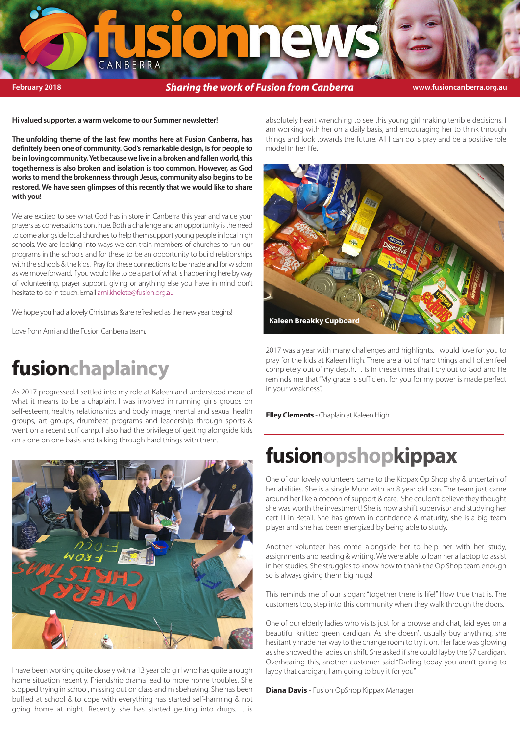# fusionnews CANBERRA

**February 2018** — ***Sharing the work of Fusion from Canberra*** — **www.fusioncanberra.org.au**

**Hi valued supporter, a warm welcome to our Summer newsletter!**

**The unfolding theme of the last few months here at Fusion Canberra, has definitely been one of community. God's remarkable design, is for people to be in loving community. Yet because we live in a broken and fallen world, this togetherness is also broken and isolation is too common. However, as God works to mend the brokenness through Jesus, community also begins to be restored. We have seen glimpses of this recently that we would like to share with you!**

We are excited to see what God has in store in Canberra this year and value your prayers as conversations continue. Both a challenge and an opportunity is the need to come alongside local churches to help them support young people in local high schools. We are looking into ways we can train members of churches to run our programs in the schools and for these to be an opportunity to build relationships with the schools & the kids. Pray for these connections to be made and for wisdom as we move forward. If you would like to be a part of what is happening here by way of volunteering, prayer support, giving or anything else you have in mind don't hesitate to be in touch. Email ami.khelete@fusion.org.au

We hope you had a lovely Christmas & are refreshed as the new year begins!

Love from Ami and the Fusion Canberra team.

## fusionchaplaincy

As 2017 progressed, I settled into my role at Kaleen and understood more of what it means to be a chaplain. I was involved in running girls groups on self-esteem, healthy relationships and body image, mental and sexual health groups, art groups, drumbeat programs and leadership through sports & went on a recent surf camp. I also had the privilege of getting alongside kids on a one on one basis and talking through hard things with them.

I have been working quite closely with a 13 year old girl who has quite a rough home situation recently. Friendship drama lead to more home troubles. She stopped trying in school, missing out on class and misbehaving. She has been bullied at school & to cope with everything has started self-harming & not going home at night. Recently she has started getting into drugs. It is absolutely heart wrenching to see this young girl making terrible decisions. I am working with her on a daily basis, and encouraging her to think through things and look towards the future. All I can do is pray and be a positive role model in her life.

Kaleen Breakky Cupboard

2017 was a year with many challenges and highlights. I would love for you to pray for the kids at Kaleen High. There are a lot of hard things and I often feel completely out of my depth. It is in these times that I cry out to God and He reminds me that "My grace is sufficient for you for my power is made perfect in your weakness".

**Elley Clements** - Chaplain at Kaleen High

## fusionopshopkippax

One of our lovely volunteers came to the Kippax Op Shop shy & uncertain of her abilities. She is a single Mum with an 8 year old son. The team just came around her like a cocoon of support & care. She couldn't believe they thought she was worth the investment! She is now a shift supervisor and studying her cert III in Retail. She has grown in confidence & maturity, she is a big team player and she has been energized by being able to study.

Another volunteer has come alongside her to help her with her study, assignments and reading & writing. We were able to loan her a laptop to assist in her studies. She struggles to know how to thank the Op Shop team enough so is always giving them big hugs!

This reminds me of our slogan: "together there is life!" How true that is. The customers too, step into this community when they walk through the doors.

One of our elderly ladies who visits just for a browse and chat, laid eyes on a beautiful knitted green cardigan. As she doesn't usually buy anything, she hesitantly made her way to the change room to try it on. Her face was glowing as she showed the ladies on shift. She asked if she could layby the $7 cardigan. Overhearing this, another customer said "Darling today you aren't going to layby that cardigan, I am going to buy it for you"

**Diana Davis** - Fusion OpShop Kippax Manager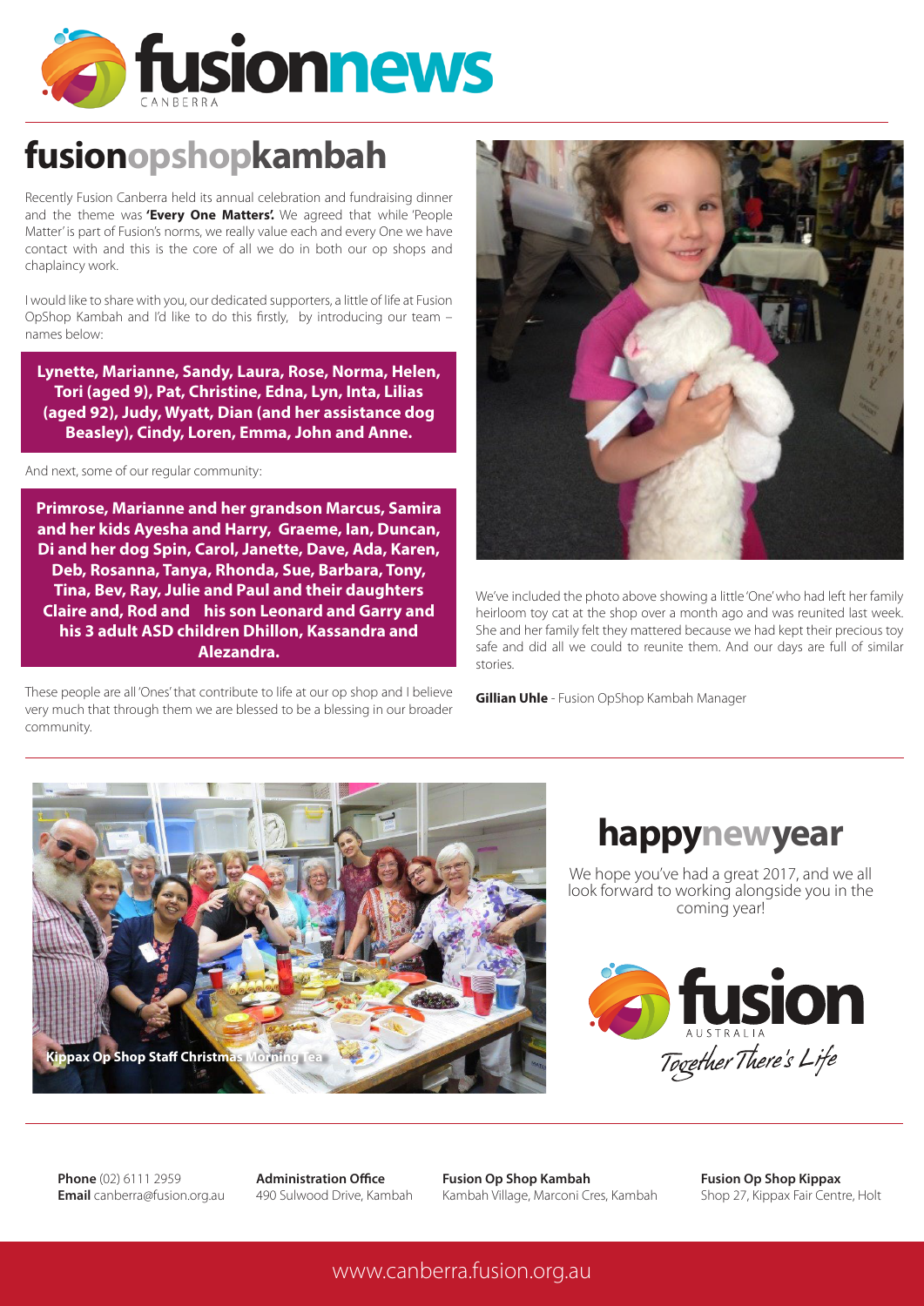# fusionnews
CANBERRA

## fusionopshopkambah

Recently Fusion Canberra held its annual celebration and fundraising dinner and the theme was **'Every One Matters'.** We agreed that while 'People Matter' is part of Fusion's norms, we really value each and every One we have contact with and this is the core of all we do in both our op shops and chaplaincy work.

I would like to share with you, our dedicated supporters, a little of life at Fusion OpShop Kambah and I'd like to do this firstly, by introducing our team – names below:

**Lynette, Marianne, Sandy, Laura, Rose, Norma, Helen, Tori (aged 9), Pat, Christine, Edna, Lyn, Inta, Lilias (aged 92), Judy, Wyatt, Dian (and her assistance dog Beasley), Cindy, Loren, Emma, John and Anne.**

And next, some of our regular community:

**Primrose, Marianne and her grandson Marcus, Samira and her kids Ayesha and Harry, Graeme, Ian, Duncan, Di and her dog Spin, Carol, Janette, Dave, Ada, Karen, Deb, Rosanna, Tanya, Rhonda, Sue, Barbara, Tony, Tina, Bev, Ray, Julie and Paul and their daughters Claire and, Rod and his son Leonard and Garry and his 3 adult ASD children Dhillon, Kassandra and Alezandra.**

These people are all 'Ones' that contribute to life at our op shop and I believe very much that through them we are blessed to be a blessing in our broader community.

We've included the photo above showing a little 'One' who had left her family heirloom toy cat at the shop over a month ago and was reunited last week. She and her family felt they mattered because we had kept their precious toy safe and did all we could to reunite them. And our days are full of similar stories.

**Gillian Uhle** - Fusion OpShop Kambah Manager

Kippax Op Shop Staff Christmas Morning Tea

## happynewyear

We hope you've had a great 2017, and we all look forward to working alongside you in the coming year!

fusion
AUSTRALIA
Together There's Life

**Phone** (02) 6111 2959
**Email** canberra@fusion.org.au

**Administration Office**
490 Sulwood Drive, Kambah

**Fusion Op Shop Kambah**
Kambah Village, Marconi Cres, Kambah

**Fusion Op Shop Kippax**
Shop 27, Kippax Fair Centre, Holt

www.canberra.fusion.org.au